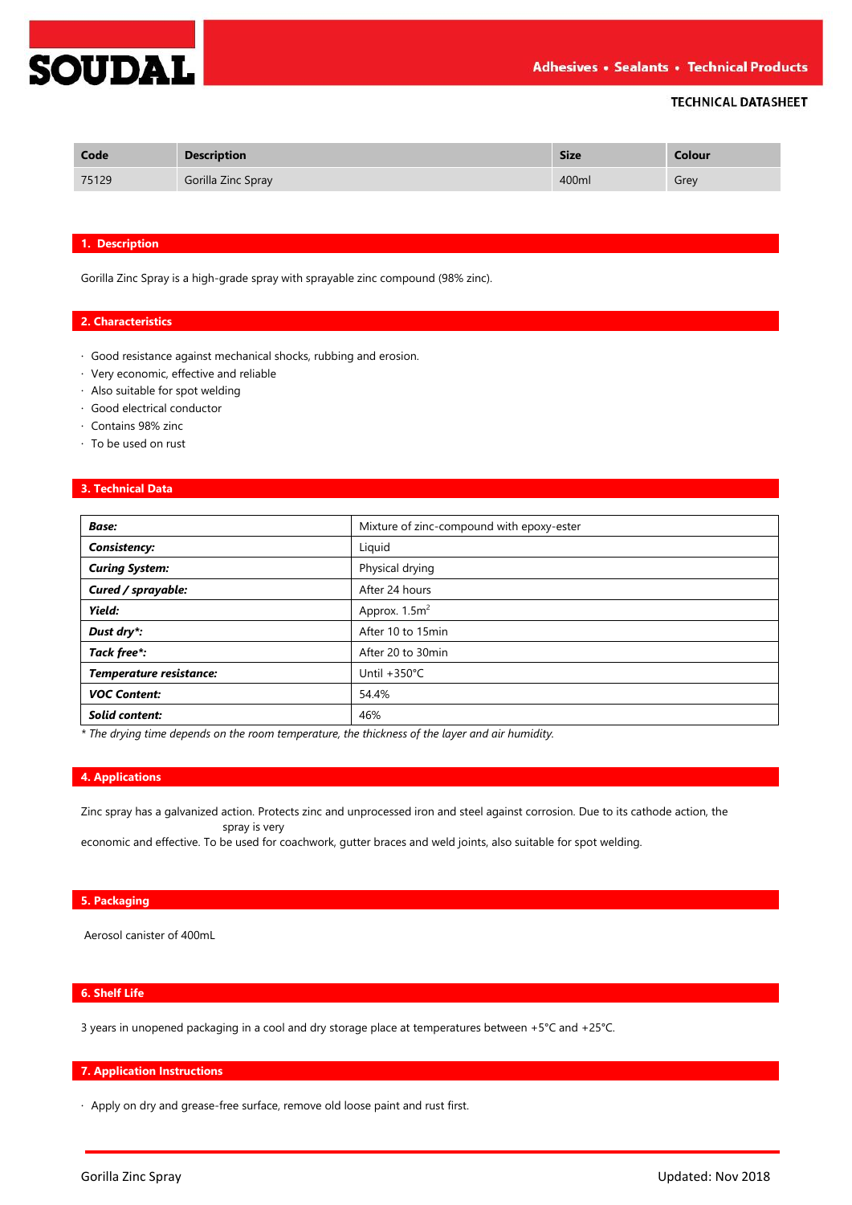# SOUDAL

Adhesives • Sealants • Technical Products

TECHNICAL DATASHEET

| Code | Description | Size | Colour |
|---|---|---|---|
| 75129 | Gorilla Zinc Spray | 400ml | Grey |

## 1. Description

Gorilla Zinc Spray is a high-grade spray with sprayable zinc compound (98% zinc).

## 2. Characteristics

- Good resistance against mechanical shocks, rubbing and erosion.
- Very economic, effective and reliable
- Also suitable for spot welding
- Good electrical conductor
- Contains 98% zinc
- To be used on rust

## 3. Technical Data

| | |
|---|---|
| ***Base:*** | Mixture of zinc-compound with epoxy-ester |
| ***Consistency:*** | Liquid |
| ***Curing System:*** | Physical drying |
| ***Cured / sprayable:*** | After 24 hours |
| ***Yield:*** | Approx. 1.5m$^2$ |
| ***Dust dry*:*** | After 10 to 15min |
| ***Tack free*:*** | After 20 to 30min |
| ***Temperature resistance:*** | Until +350°C |
| ***VOC Content:*** | 54.4% |
| ***Solid content:*** | 46% |

*\* The drying time depends on the room temperature, the thickness of the layer and air humidity.*

## 4. Applications

Zinc spray has a galvanized action. Protects zinc and unprocessed iron and steel against corrosion. Due to its cathode action, the spray is very economic and effective. To be used for coachwork, gutter braces and weld joints, also suitable for spot welding.

## 5. Packaging

Aerosol canister of 400mL

## 6. Shelf Life

3 years in unopened packaging in a cool and dry storage place at temperatures between +5°C and +25°C.

## 7. Application Instructions

- Apply on dry and grease-free surface, remove old loose paint and rust first.

Gorilla Zinc Spray — Updated: Nov 2018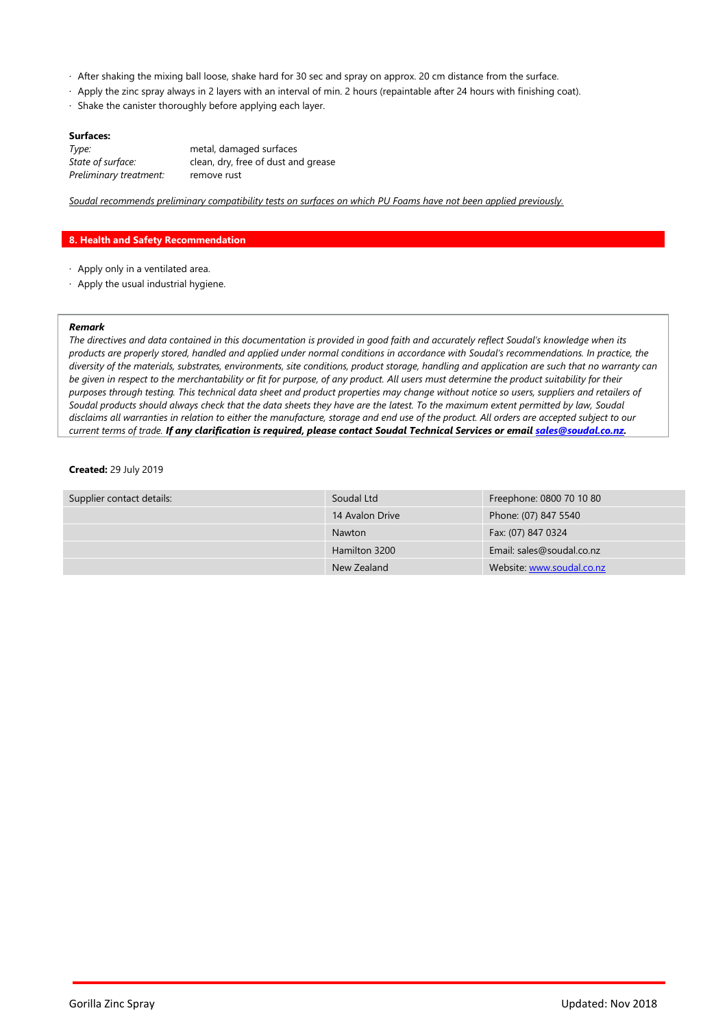- After shaking the mixing ball loose, shake hard for 30 sec and spray on approx. 20 cm distance from the surface.
- Apply the zinc spray always in 2 layers with an interval of min. 2 hours (repaintable after 24 hours with finishing coat).
- Shake the canister thoroughly before applying each layer.

**Surfaces:**

| | |
|---|---|
| *Type:* | metal, damaged surfaces |
| *State of surface:* | clean, dry, free of dust and grease |
| *Preliminary treatment:* | remove rust |

*Soudal recommends preliminary compatibility tests on surfaces on which PU Foams have not been applied previously.*

## 8. Health and Safety Recommendation

- Apply only in a ventilated area.
- Apply the usual industrial hygiene.

***Remark***

*The directives and data contained in this documentation is provided in good faith and accurately reflect Soudal's knowledge when its products are properly stored, handled and applied under normal conditions in accordance with Soudal's recommendations. In practice, the diversity of the materials, substrates, environments, site conditions, product storage, handling and application are such that no warranty can be given in respect to the merchantability or fit for purpose, of any product. All users must determine the product suitability for their purposes through testing. This technical data sheet and product properties may change without notice so users, suppliers and retailers of Soudal products should always check that the data sheets they have are the latest. To the maximum extent permitted by law, Soudal disclaims all warranties in relation to either the manufacture, storage and end use of the product. All orders are accepted subject to our current terms of trade.* ***If any clarification is required, please contact Soudal Technical Services or email sales@soudal.co.nz.***

**Created:** 29 July 2019

| | | |
|---|---|---|
| Supplier contact details: | Soudal Ltd | Freephone: 0800 70 10 80 |
| | 14 Avalon Drive | Phone: (07) 847 5540 |
| | Nawton | Fax: (07) 847 0324 |
| | Hamilton 3200 | Email: sales@soudal.co.nz |
| | New Zealand | Website: www.soudal.co.nz |